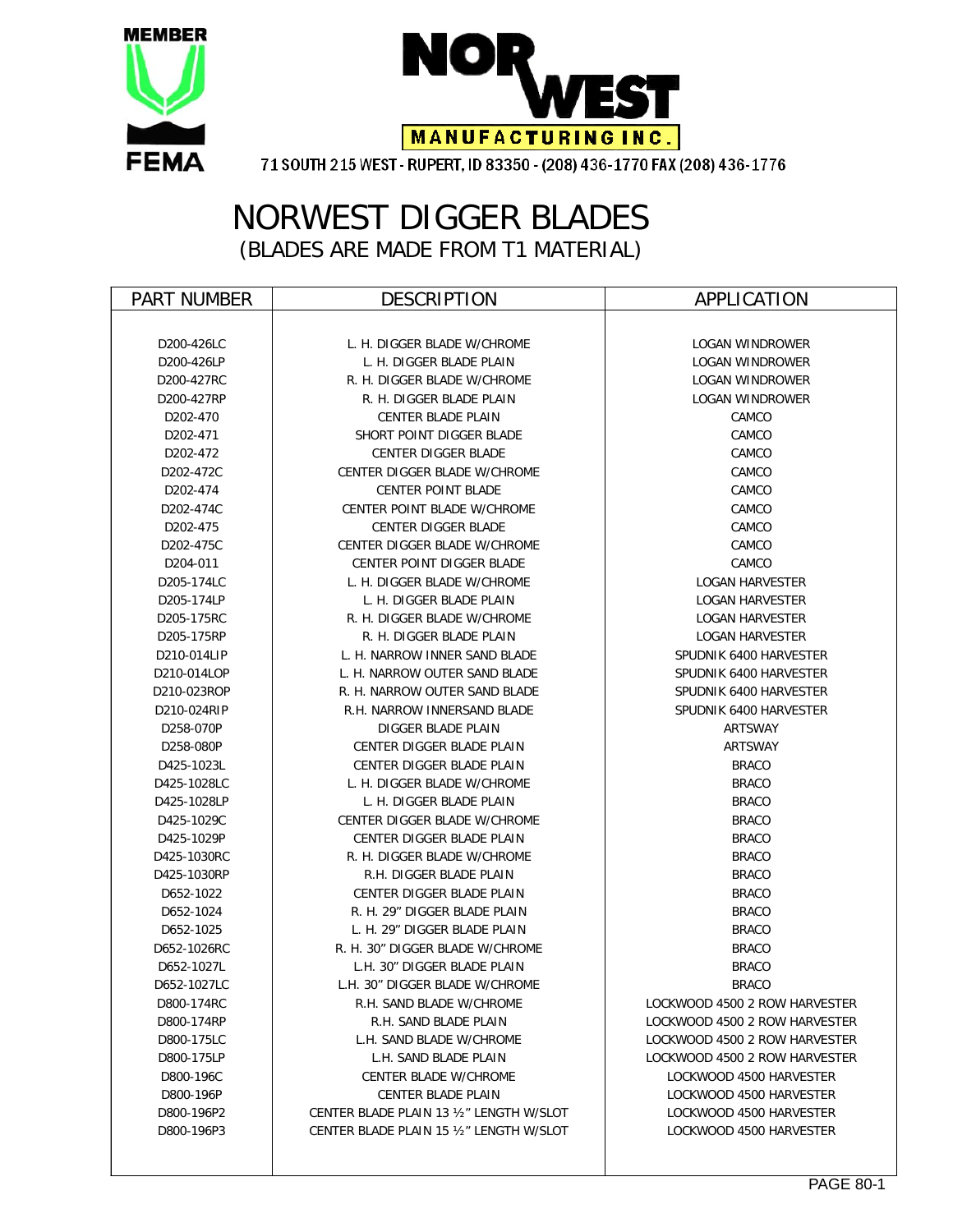MEMBER FEMA

# NOR WEST MANUFACTURING INC.

71 SOUTH 215 WEST - RUPERT, ID 83350 - (208) 436-1770 FAX (208) 436-1776

# NORWEST DIGGER BLADES

## (BLADES ARE MADE FROM T1 MATERIAL)

| PART NUMBER | DESCRIPTION | APPLICATION |
|---|---|---|
| D200-426LC | L. H. DIGGER BLADE W/CHROME | LOGAN WINDROWER |
| D200-426LP | L. H. DIGGER BLADE PLAIN | LOGAN WINDROWER |
| D200-427RC | R. H. DIGGER BLADE W/CHROME | LOGAN WINDROWER |
| D200-427RP | R. H. DIGGER BLADE PLAIN | LOGAN WINDROWER |
| D202-470 | CENTER BLADE PLAIN | CAMCO |
| D202-471 | SHORT POINT DIGGER BLADE | CAMCO |
| D202-472 | CENTER DIGGER BLADE | CAMCO |
| D202-472C | CENTER DIGGER BLADE W/CHROME | CAMCO |
| D202-474 | CENTER POINT BLADE | CAMCO |
| D202-474C | CENTER POINT BLADE W/CHROME | CAMCO |
| D202-475 | CENTER DIGGER BLADE | CAMCO |
| D202-475C | CENTER DIGGER BLADE W/CHROME | CAMCO |
| D204-011 | CENTER POINT DIGGER BLADE | CAMCO |
| D205-174LC | L. H. DIGGER BLADE W/CHROME | LOGAN HARVESTER |
| D205-174LP | L. H. DIGGER BLADE PLAIN | LOGAN HARVESTER |
| D205-175RC | R. H. DIGGER BLADE W/CHROME | LOGAN HARVESTER |
| D205-175RP | R. H. DIGGER BLADE PLAIN | LOGAN HARVESTER |
| D210-014LIP | L. H. NARROW INNER SAND BLADE | SPUDNIK 6400 HARVESTER |
| D210-014LOP | L. H. NARROW OUTER SAND BLADE | SPUDNIK 6400 HARVESTER |
| D210-023ROP | R. H. NARROW OUTER SAND BLADE | SPUDNIK 6400 HARVESTER |
| D210-024RIP | R.H. NARROW INNERSAND BLADE | SPUDNIK 6400 HARVESTER |
| D258-070P | DIGGER BLADE PLAIN | ARTSWAY |
| D258-080P | CENTER DIGGER BLADE PLAIN | ARTSWAY |
| D425-1023L | CENTER DIGGER BLADE PLAIN | BRACO |
| D425-1028LC | L. H. DIGGER BLADE W/CHROME | BRACO |
| D425-1028LP | L. H. DIGGER BLADE PLAIN | BRACO |
| D425-1029C | CENTER DIGGER BLADE W/CHROME | BRACO |
| D425-1029P | CENTER DIGGER BLADE PLAIN | BRACO |
| D425-1030RC | R. H. DIGGER BLADE W/CHROME | BRACO |
| D425-1030RP | R.H. DIGGER BLADE PLAIN | BRACO |
| D652-1022 | CENTER DIGGER BLADE PLAIN | BRACO |
| D652-1024 | R. H. 29" DIGGER BLADE PLAIN | BRACO |
| D652-1025 | L. H. 29" DIGGER BLADE PLAIN | BRACO |
| D652-1026RC | R. H. 30" DIGGER BLADE W/CHROME | BRACO |
| D652-1027L | L.H. 30" DIGGER BLADE PLAIN | BRACO |
| D652-1027LC | L.H. 30" DIGGER BLADE W/CHROME | BRACO |
| D800-174RC | R.H. SAND BLADE W/CHROME | LOCKWOOD 4500 2 ROW HARVESTER |
| D800-174RP | R.H. SAND BLADE PLAIN | LOCKWOOD 4500 2 ROW HARVESTER |
| D800-175LC | L.H. SAND BLADE W/CHROME | LOCKWOOD 4500 2 ROW HARVESTER |
| D800-175LP | L.H. SAND BLADE PLAIN | LOCKWOOD 4500 2 ROW HARVESTER |
| D800-196C | CENTER BLADE W/CHROME | LOCKWOOD 4500 HARVESTER |
| D800-196P | CENTER BLADE PLAIN | LOCKWOOD 4500 HARVESTER |
| D800-196P2 | CENTER BLADE PLAIN 13 ½" LENGTH W/SLOT | LOCKWOOD 4500 HARVESTER |
| D800-196P3 | CENTER BLADE PLAIN 15 ½" LENGTH W/SLOT | LOCKWOOD 4500 HARVESTER |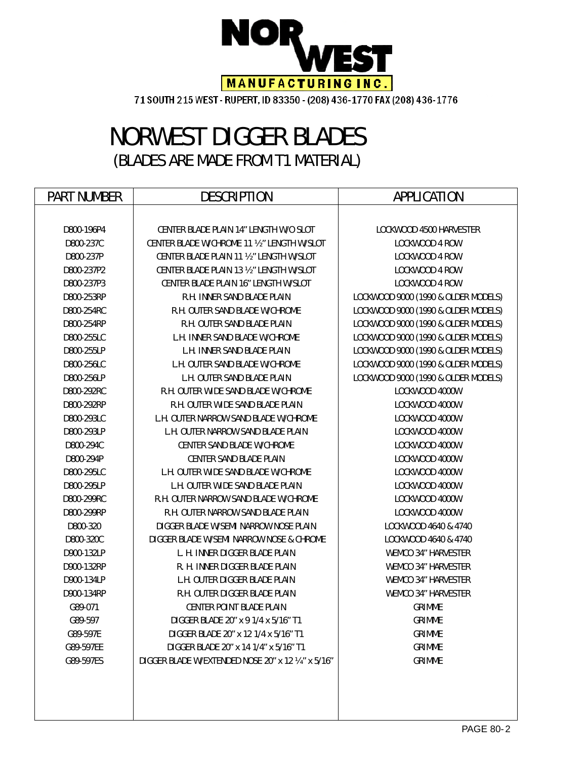# NOR WEST MANUFACTURING INC.

71 SOUTH 215 WEST - RUPERT, ID 83350 - (208) 436-1770 FAX (208) 436-1776

# NORWEST DIGGER BLADES

## (BLADES ARE MADE FROM T1 MATERIAL)

| PART NUMBER | DESCRIPTION | APPLICATION |
|---|---|---|
| D800-196P4 | CENTER BLADE PLAIN 14" LENGTH W/O SLOT | LOCKWOOD 4500 HARVESTER |
| D800-237C | CENTER BLADE W/CHROME 11 ½" LENGTH W/SLOT | LOCKWOOD 4 ROW |
| D800-237P | CENTER BLADE PLAIN 11 ½" LENGTH W/SLOT | LOCKWOOD 4 ROW |
| D800-237P2 | CENTER BLADE PLAIN 13 ½" LENGTH W/SLOT | LOCKWOOD 4 ROW |
| D800-237P3 | CENTER BLADE PLAIN 16" LENGTH W/SLOT | LOCKWOOD 4 ROW |
| D800-253RP | R.H. INNER SAND BLADE PLAIN | LOCKWOOD 9000 (1990 & OLDER MODELS) |
| D800-254RC | R.H. OUTER SAND BLADE W/CHROME | LOCKWOOD 9000 (1990 & OLDER MODELS) |
| D800-254RP | R.H. OUTER SAND BLADE PLAIN | LOCKWOOD 9000 (1990 & OLDER MODELS) |
| D800-255LC | L.H. INNER SAND BLADE W/CHROME | LOCKWOOD 9000 (1990 & OLDER MODELS) |
| D800-255LP | L.H. INNER SAND BLADE PLAIN | LOCKWOOD 9000 (1990 & OLDER MODELS) |
| D800-256LC | L.H. OUTER SAND BLADE W/CHROME | LOCKWOOD 9000 (1990 & OLDER MODELS) |
| D800-256LP | L.H. OUTER SAND BLADE PLAIN | LOCKWOOD 9000 (1990 & OLDER MODELS) |
| D800-292RC | R.H. OUTER WIDE SAND BLADE W/CHROME | LOCKWOOD 4000W |
| D800-292RP | R.H. OUTER WIDE SAND BLADE PLAIN | LOCKWOOD 4000W |
| D800-293LC | L.H. OUTER NARROW SAND BLADE W/CHROME | LOCKWOOD 4000W |
| D800-293LP | L.H. OUTER NARROW SAND BLADE PLAIN | LOCKWOOD 4000W |
| D800-294C | CENTER SAND BLADE W/CHROME | LOCKWOOD 4000W |
| D800-294P | CENTER SAND BLADE PLAIN | LOCKWOOD 4000W |
| D800-295LC | L.H. OUTER WIDE SAND BLADE W/CHROME | LOCKWOOD 4000W |
| D800-295LP | L.H. OUTER WIDE SAND BLADE PLAIN | LOCKWOOD 4000W |
| D800-299RC | R.H. OUTER NARROW SAND BLADE W/CHROME | LOCKWOOD 4000W |
| D800-299RP | R.H. OUTER NARROW SAND BLADE PLAIN | LOCKWOOD 4000W |
| D800-320 | DIGGER BLADE W/SEMI NARROW NOSE PLAIN | LOCKWOOD 4640 & 4740 |
| D800-320C | DIGGER BLADE W/SEMI NARROW NOSE & CHROME | LOCKWOOD 4640 & 4740 |
| D900-132LP | L. H. INNER DIGGER BLADE PLAIN | WEMCO 34" HARVESTER |
| D900-132RP | R. H. INNER DIGGER BLADE PLAIN | WEMCO 34" HARVESTER |
| D900-134LP | L.H. OUTER DIGGER BLADE PLAIN | WEMCO 34" HARVESTER |
| D900-134RP | R.H. OUTER DIGGER BLADE PLAIN | WEMCO 34" HARVESTER |
| G89-071 | CENTER POINT BLADE PLAIN | GRIMME |
| G89-597 | DIGGER BLADE 20" x 9 1/4 x 5/16" T1 | GRIMME |
| G89-597E | DIGGER BLADE 20" x 12 1/4 x 5/16" T1 | GRIMME |
| G89-597EE | DIGGER BLADE 20" x 14 1/4" x 5/16" T1 | GRIMME |
| G89-597ES | DIGGER BLADE W/EXTENDED NOSE 20" x 12 ¼" x 5/16" | GRIMME |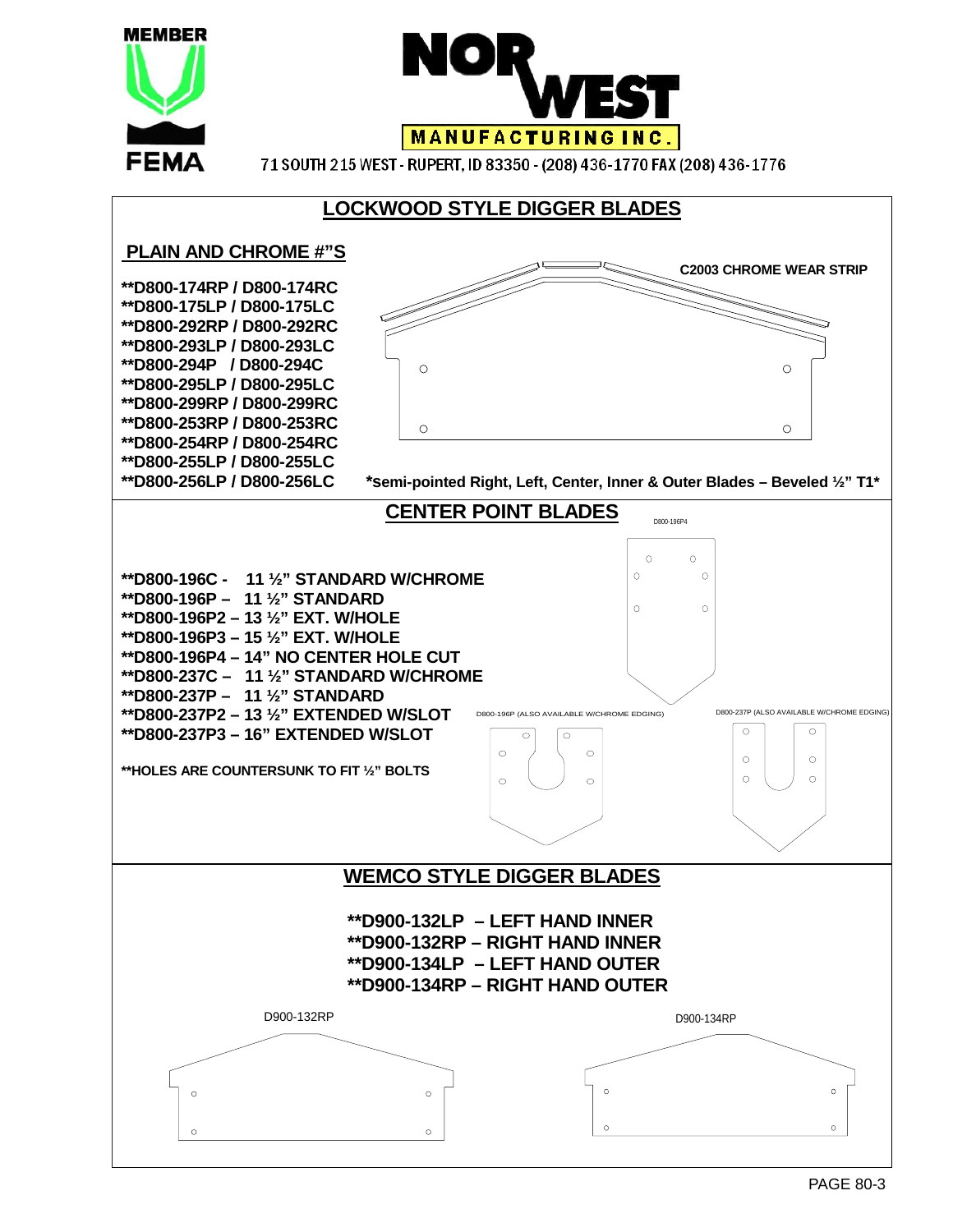MEMBER FEMA

# NOR WEST MANUFACTURING INC.

71 SOUTH 215 WEST - RUPERT, ID 83350 - (208) 436-1770 FAX (208) 436-1776

## LOCKWOOD STYLE DIGGER BLADES

### PLAIN AND CHROME #"S

C2003 CHROME WEAR STRIP

**\*\*D800-174RP / D800-174RC**
**\*\*D800-175LP / D800-175LC**
**\*\*D800-292RP / D800-292RC**
**\*\*D800-293LP / D800-293LC**
**\*\*D800-294P / D800-294C**
**\*\*D800-295LP / D800-295LC**
**\*\*D800-299RP / D800-299RC**
**\*\*D800-253RP / D800-253RC**
**\*\*D800-254RP / D800-254RC**
**\*\*D800-255LP / D800-255LC**
**\*\*D800-256LP / D800-256LC**

**\*semi-pointed Right, Left, Center, Inner & Outer Blades – Beveled ½" T1\***

## CENTER POINT BLADES

D800-196P4

**\*\*D800-196C - 11 ½" STANDARD W/CHROME**
**\*\*D800-196P – 11 ½" STANDARD**
**\*\*D800-196P2 – 13 ½" EXT. W/HOLE**
**\*\*D800-196P3 – 15 ½" EXT. W/HOLE**
**\*\*D800-196P4 – 14" NO CENTER HOLE CUT**
**\*\*D800-237C – 11 ½" STANDARD W/CHROME**
**\*\*D800-237P – 11 ½" STANDARD**
**\*\*D800-237P2 – 13 ½" EXTENDED W/SLOT**
**\*\*D800-237P3 – 16" EXTENDED W/SLOT**

**\*\*HOLES ARE COUNTERSUNK TO FIT ½" BOLTS**

D800-196P (ALSO AVAILABLE W/CHROME EDGING)

D800-237P (ALSO AVAILABLE W/CHROME EDGING)

## WEMCO STYLE DIGGER BLADES

**\*\*D900-132LP – LEFT HAND INNER**
**\*\*D900-132RP – RIGHT HAND INNER**
**\*\*D900-134LP – LEFT HAND OUTER**
**\*\*D900-134RP – RIGHT HAND OUTER**

D900-132RP

D900-134RP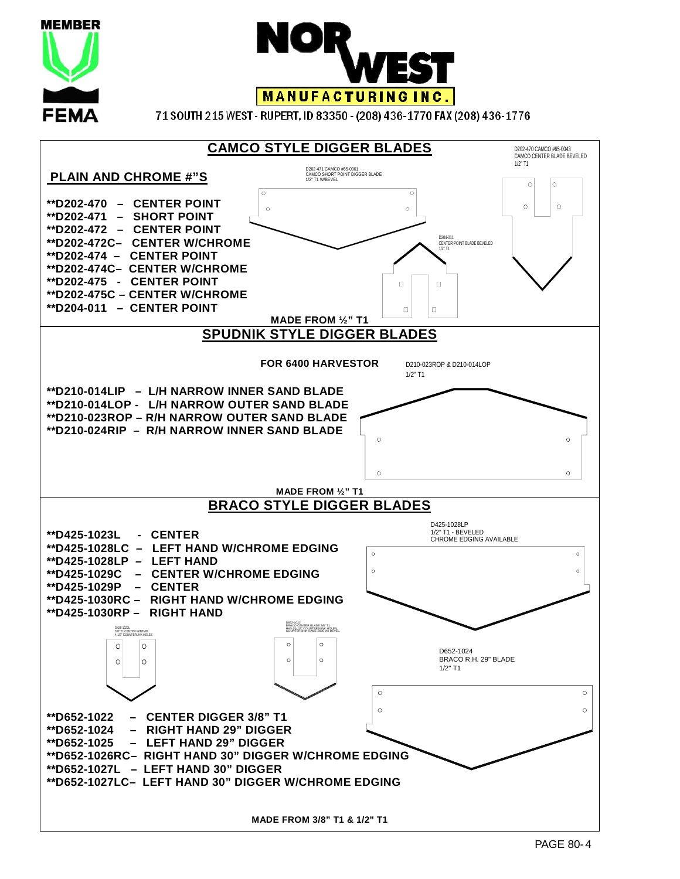MEMBER

FEMA

# NOR WEST MANUFACTURING INC.

71 SOUTH 215 WEST - RUPERT, ID 83350 - (208) 436-1770 FAX (208) 436-1776

## CAMCO STYLE DIGGER BLADES

D202-470 CAMCO #65-0043
CAMCO CENTER BLADE BEVELED
1/2" T1

D202-471 CAMCO #65-0001
CAMCO SHORT POINT DIGGER BLADE
1/2" T1 W/BEVEL

D204-011
CENTER POINT BLADE BEVELED
1/2" T1

### PLAIN AND CHROME #"S

**\*\*D202-470 – CENTER POINT**
**\*\*D202-471 – SHORT POINT**
**\*\*D202-472 – CENTER POINT**
**\*\*D202-472C– CENTER W/CHROME**
**\*\*D202-474 – CENTER POINT**
**\*\*D202-474C– CENTER W/CHROME**
**\*\*D202-475 - CENTER POINT**
**\*\*D202-475C – CENTER W/CHROME**
**\*\*D204-011 – CENTER POINT**

**MADE FROM ½" T1**

## SPUDNIK STYLE DIGGER BLADES

**FOR 6400 HARVESTOR**

D210-023ROP & D210-014LOP
1/2" T1

**\*\*D210-014LIP – L/H NARROW INNER SAND BLADE**
**\*\*D210-014LOP - L/H NARROW OUTER SAND BLADE**
**\*\*D210-023ROP – R/H NARROW OUTER SAND BLADE**
**\*\*D210-024RIP – R/H NARROW INNER SAND BLADE**

**MADE FROM ½" T1**

## BRACO STYLE DIGGER BLADES

D425-1028LP
1/2" T1 - BEVELED
CHROME EDGING AVAILABLE

**\*\*D425-1023L - CENTER**
**\*\*D425-1028LC – LEFT HAND W/CHROME EDGING**
**\*\*D425-1028LP – LEFT HAND**
**\*\*D425-1029C – CENTER W/CHROME EDGING**
**\*\*D425-1029P – CENTER**
**\*\*D425-1030RC – RIGHT HAND W/CHROME EDGING**
**\*\*D425-1030RP – RIGHT HAND**

D425-1023L
3/8" T1 CENTER W/BEVEL
4-1/2" COUNTERSUNK HOLES

D652-1022
BRACO CENTER BLADE 3/8" T1
HAS (4) 1/2" COUNTERSUNK HOLES,
COUNTERSUNK SAME SIDE AS BEVEL

D652-1024
BRACO R.H. 29" BLADE
1/2" T1

**\*\*D652-1022 – CENTER DIGGER 3/8" T1**
**\*\*D652-1024 – RIGHT HAND 29" DIGGER**
**\*\*D652-1025 – LEFT HAND 29" DIGGER**
**\*\*D652-1026RC– RIGHT HAND 30" DIGGER W/CHROME EDGING**
**\*\*D652-1027L – LEFT HAND 30" DIGGER**
**\*\*D652-1027LC– LEFT HAND 30" DIGGER W/CHROME EDGING**

**MADE FROM 3/8" T1 & 1/2" T1**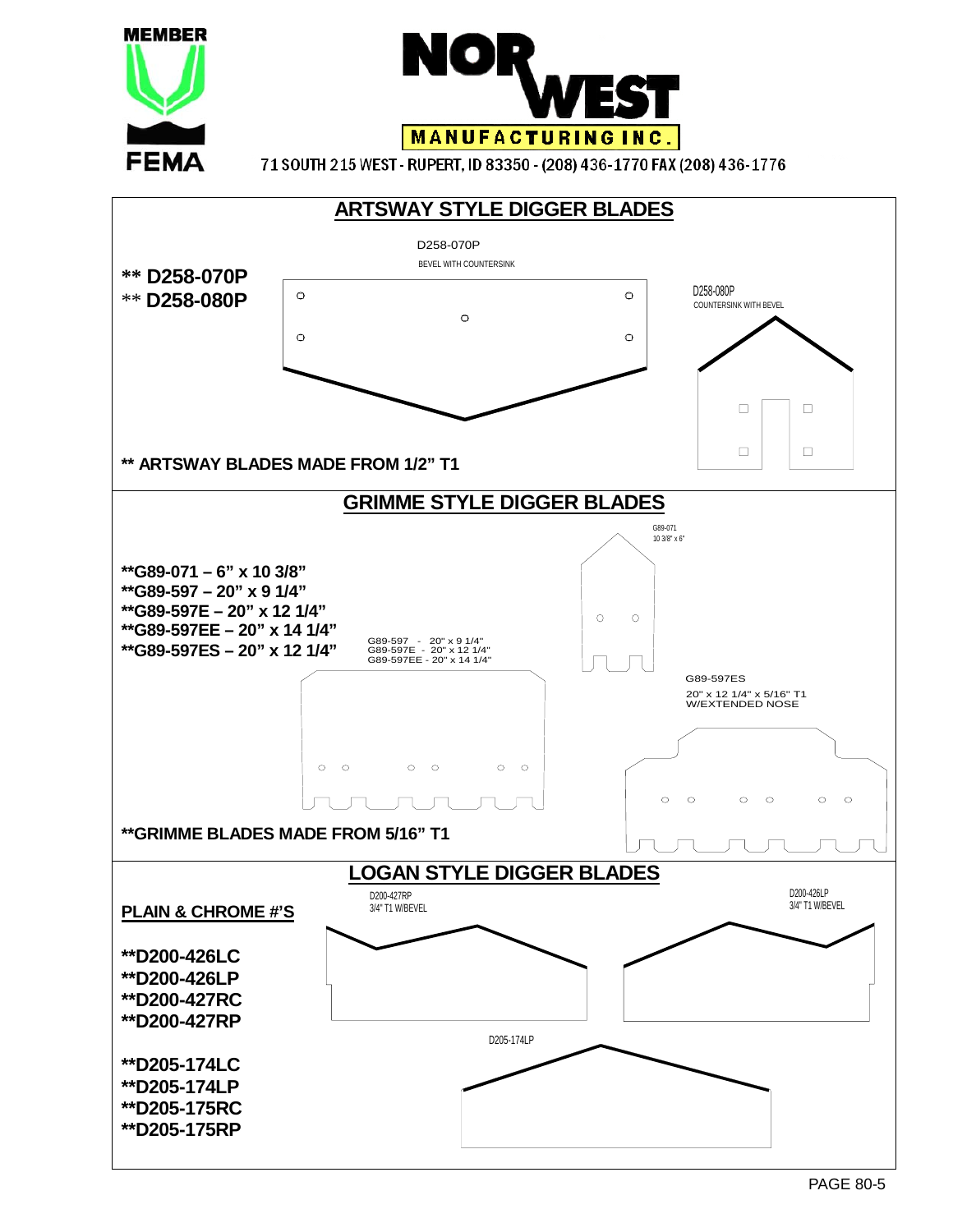MEMBER

FEMA

# NORWEST MANUFACTURING INC.

71 SOUTH 215 WEST - RUPERT, ID 83350 - (208) 436-1770 FAX (208) 436-1776

## ARTSWAY STYLE DIGGER BLADES

**\*\* D258-070P**
\*\* **D258-080P**

D258-070P
BEVEL WITH COUNTERSINK

D258-080P
COUNTERSINK WITH BEVEL

**\*\* ARTSWAY BLADES MADE FROM 1/2" T1**

## GRIMME STYLE DIGGER BLADES

**\*\*G89-071 – 6" x 10 3/8"**
**\*\*G89-597 – 20" x 9 1/4"**
**\*\*G89-597E – 20" x 12 1/4"**
**\*\*G89-597EE – 20" x 14 1/4"**
**\*\*G89-597ES – 20" x 12 1/4"**

G89-071
10 3/8" x 6"

G89-597 - 20" x 9 1/4"
G89-597E - 20" x 12 1/4"
G89-597EE - 20" x 14 1/4"

G89-597ES
20" x 12 1/4" x 5/16" T1
W/EXTENDED NOSE

**\*\*GRIMME BLADES MADE FROM 5/16" T1**

## LOGAN STYLE DIGGER BLADES

**PLAIN & CHROME #'S**

**\*\*D200-426LC**
**\*\*D200-426LP**
**\*\*D200-427RC**
**\*\*D200-427RP**

**\*\*D205-174LC**
**\*\*D205-174LP**
**\*\*D205-175RC**
**\*\*D205-175RP**

D200-427RP
3/4" T1 W/BEVEL

D200-426LP
3/4" T1 W/BEVEL

D205-174LP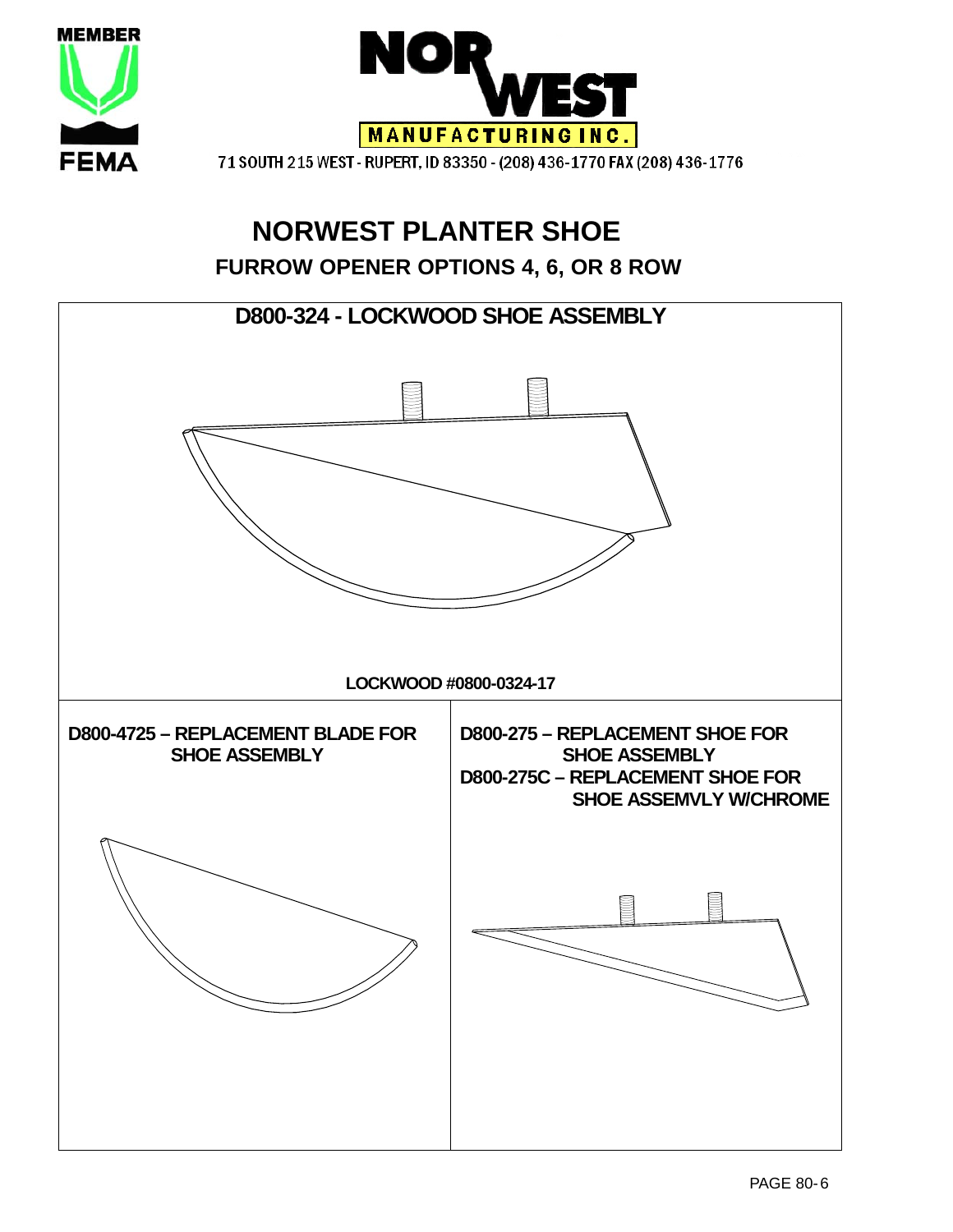MEMBER

FEMA

# NORWEST MANUFACTURING INC.

71 SOUTH 215 WEST - RUPERT, ID 83350 - (208) 436-1770 FAX (208) 436-1776

## NORWEST PLANTER SHOE

### FURROW OPENER OPTIONS 4, 6, OR 8 ROW

**D800-324 - LOCKWOOD SHOE ASSEMBLY**

**LOCKWOOD #0800-0324-17**

**D800-4725 – REPLACEMENT BLADE FOR SHOE ASSEMBLY**

**D800-275 – REPLACEMENT SHOE FOR SHOE ASSEMBLY**

**D800-275C – REPLACEMENT SHOE FOR SHOE ASSEMVLY W/CHROME**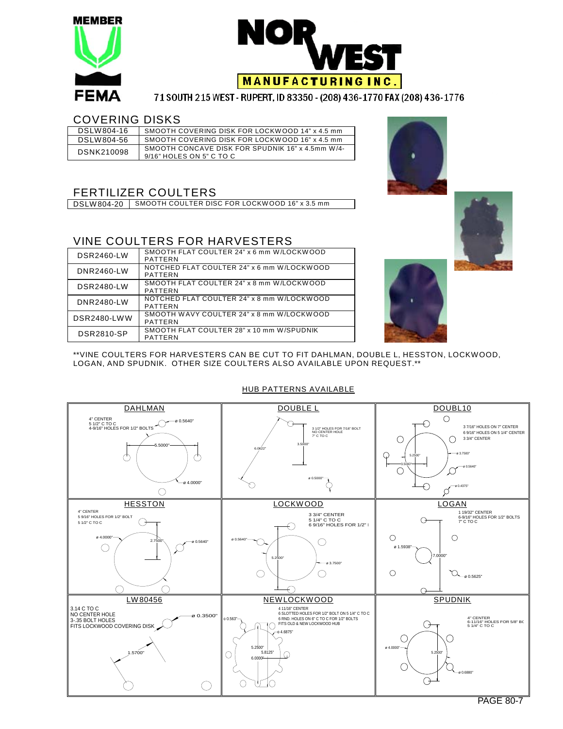MEMBER FEMA

# NORWEST MANUFACTURING INC.

71 SOUTH 215 WEST - RUPERT, ID 83350 - (208) 436-1770 FAX (208) 436-1776

## COVERING DISKS

| | |
|---|---|
| DSLW804-16 | SMOOTH COVERING DISK FOR LOCKWOOD 14" x 4.5 mm |
| DSLW804-56 | SMOOTH COVERING DISK FOR LOCKWOOD 16" x 4.5 mm |
| DSNK210098 | SMOOTH CONCAVE DISK FOR SPUDNIK 16" x 4.5mm W/4-9/16" HOLES ON 5" C TO C |

## FERTILIZER COULTERS

| | |
|---|---|
| DSLW804-20 | SMOOTH COULTER DISC FOR LOCKWOOD 16" x 3.5 mm |

## VINE COULTERS FOR HARVESTERS

| | |
|---|---|
| DSR2460-LW | SMOOTH FLAT COULTER 24" x 6 mm W/LOCKWOOD PATTERN |
| DNR2460-LW | NOTCHED FLAT COULTER 24" x 6 mm W/LOCKWOOD PATTERN |
| DSR2480-LW | SMOOTH FLAT COULTER 24" x 8 mm W/LOCKWOOD PATTERN |
| DNR2480-LW | NOTCHED FLAT COULTER 24" x 8 mm W/LOCKWOOD PATTERN |
| DSR2480-LWW | SMOOTH WAVY COULTER 24" x 8 mm W/LOCKWOOD PATTERN |
| DSR2810-SP | SMOOTH FLAT COULTER 28" x 10 mm W/SPUDNIK PATTERN |

**VINE COULTERS FOR HARVESTERS CAN BE CUT TO FIT DAHLMAN, DOUBLE L, HESSTON, LOCKWOOD, LOGAN, AND SPUDNIK. OTHER SIZE COULTERS ALSO AVAILABLE UPON REQUEST.**

## HUB PATTERNS AVAILABLE

**DAHLMAN**
4" CENTER
5 1/2" C TO C
4-9/16" HOLES FOR 1/2" BOLTS
ø 0.5640" — 5.5000" — ø 4.0000"

**DOUBLE L**
3 1/2" HOLES FOR 7/16" BOLT
NO CENTER HOLE
7" C TO C
6.0622" — 3.5000" — ø 0.5000"

**DOUBL10**
3 7/16" HOLES ON 7" CENTER
6 9/16" HOLES ON 5 1/4" CENTER
3 3/4" CENTER
5.2500" — 3.5000" — ø 3.7500" — ø 0.5640" — ø 0.4375"

**HESSTON**
4" CENTER
5 9/16" HOLES FOR 1/2" BOLT
5 1/2" C TO C
ø 4.0000" — 2.7500" — ø 0.5640"

**LOCKWOOD**
3 3/4" CENTER
5 1/4" C TO C
6 9/16" HOLES FOR 1/2"
ø 0.5640" — 5.2500" — ø 3.7500"

**LOGAN**
1 19/32" CENTER
6-9/16" HOLES FOR 1/2" BOLTS
7" C TO C
ø 1.5938" — 7.0000" — ø 0.5625"

**LW80456**
3.14 C TO C
NO CENTER HOLE
3-.35 BOLT HOLES
FITS LOCKWOOD COVERING DISK
ø 0.3500" — 1.5700"

**NEWLOCKWOOD**
4 11/16" CENTER
6 SLOTTED HOLES FOR 1/2" BOLT ON 5 1/4" C TO C
6 RND. HOLES ON 6" C TO C FOR 1/2" BOLTS
FITS OLD & NEW LOCKWOOD HUB
ø 0.563" — ø 4.6875" — 5.2500" — 5.8125" — 6.0000"

**SPUDNIK**
4" CENTER
6-11/16" HOLES FOR 5/8" BO
5 1/4" C TO C
ø 4.0000" — 5.2500" — ø 0.6880"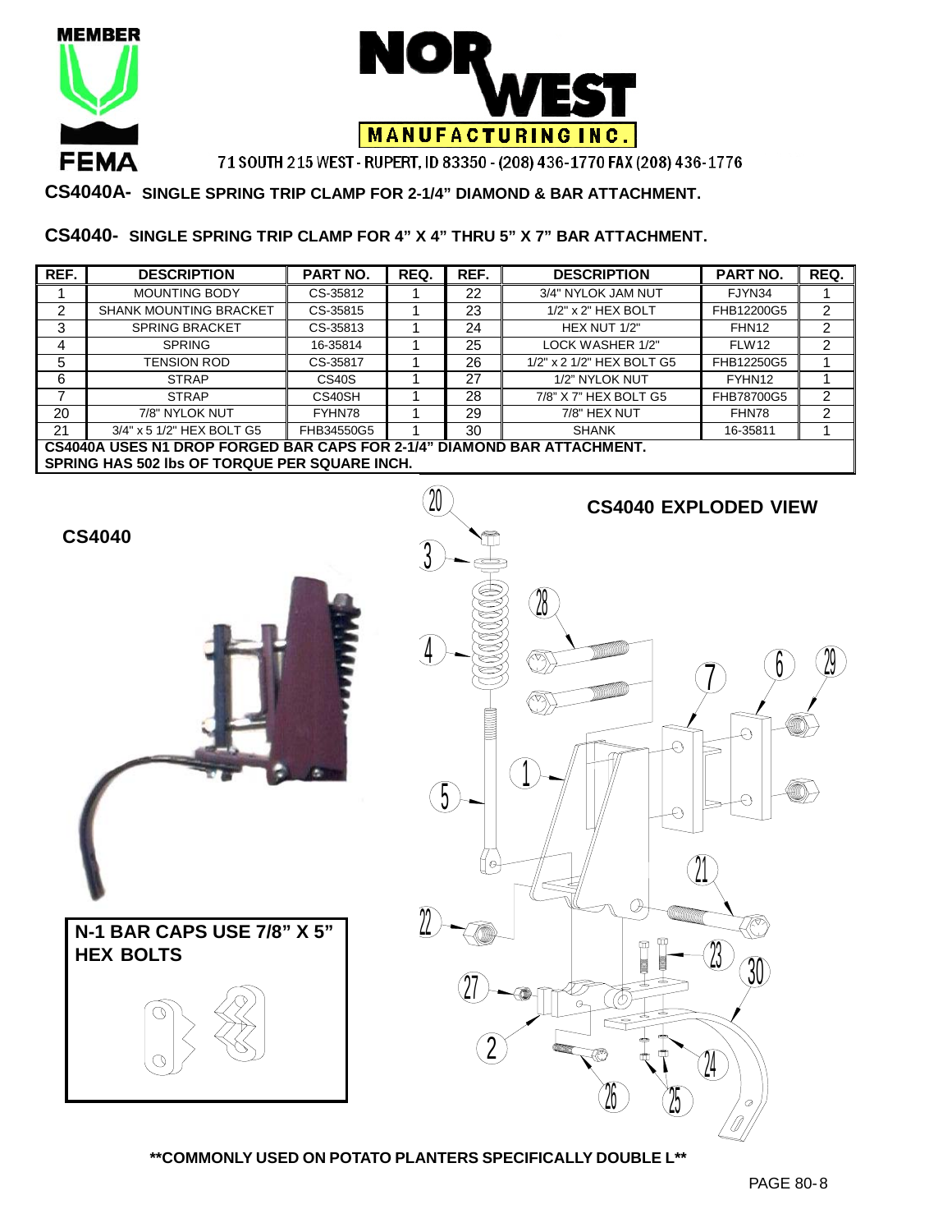MEMBER

FEMA

# NOR WEST MANUFACTURING INC.

71 SOUTH 215 WEST - RUPERT, ID 83350 - (208) 436-1770 FAX (208) 436-1776

## CS4040A- SINGLE SPRING TRIP CLAMP FOR 2-1/4" DIAMOND & BAR ATTACHMENT.

## CS4040- SINGLE SPRING TRIP CLAMP FOR 4" X 4" THRU 5" X 7" BAR ATTACHMENT.

| REF. | DESCRIPTION | PART NO. | REQ. | REF. | DESCRIPTION | PART NO. | REQ. |
|---|---|---|---|---|---|---|---|
| 1 | MOUNTING BODY | CS-35812 | 1 | 22 | 3/4" NYLOK JAM NUT | FJYN34 | 1 |
| 2 | SHANK MOUNTING BRACKET | CS-35815 | 1 | 23 | 1/2" x 2" HEX BOLT | FHB12200G5 | 2 |
| 3 | SPRING BRACKET | CS-35813 | 1 | 24 | HEX NUT 1/2" | FHN12 | 2 |
| 4 | SPRING | 16-35814 | 1 | 25 | LOCK WASHER 1/2" | FLW12 | 2 |
| 5 | TENSION ROD | CS-35817 | 1 | 26 | 1/2" x 2 1/2" HEX BOLT G5 | FHB12250G5 | 1 |
| 6 | STRAP | CS40S | 1 | 27 | 1/2" NYLOK NUT | FYHN12 | 1 |
| 7 | STRAP | CS40SH | 1 | 28 | 7/8" X 7" HEX BOLT G5 | FHB78700G5 | 2 |
| 20 | 7/8" NYLOK NUT | FYHN78 | 1 | 29 | 7/8" HEX NUT | FHN78 | 2 |
| 21 | 3/4" x 5 1/2" HEX BOLT G5 | FHB34550G5 | 1 | 30 | SHANK | 16-35811 | 1 |

**CS4040A USES N1 DROP FORGED BAR CAPS FOR 2-1/4" DIAMOND BAR ATTACHMENT.**
**SPRING HAS 502 lbs OF TORQUE PER SQUARE INCH.**

**CS4040**

**CS4040 EXPLODED VIEW**

20
3
4
28
7
6
29
1
5
21
22
23
30
27
2
24
26
25

**N-1 BAR CAPS USE 7/8" X 5" HEX BOLTS**

**\*\*COMMONLY USED ON POTATO PLANTERS SPECIFICALLY DOUBLE L\*\***